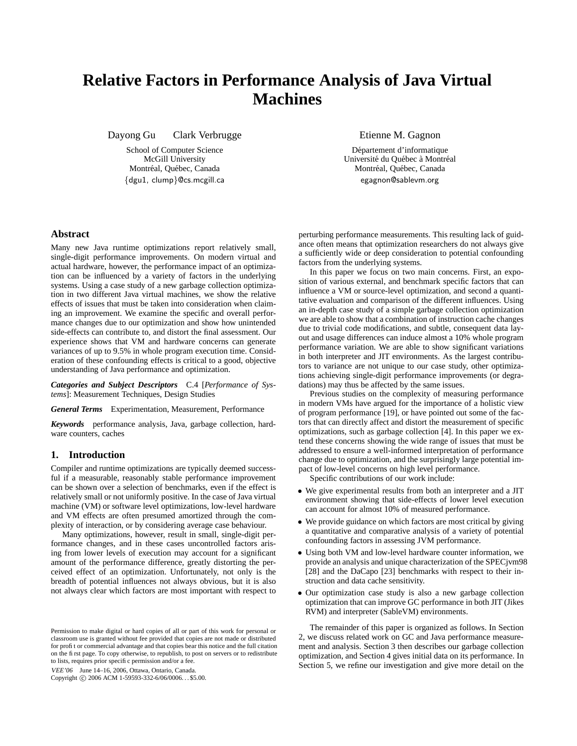# Relative Factors in Performance Analysis of Java Virtual Machines

Dayong Gu &nbsp;&nbsp; Clark Verbrugge

School of Computer Science
McGill University
Montréal, Québec, Canada
{dgu1, clump}@cs.mcgill.ca

Etienne M. Gagnon

Département d'informatique
Université du Québec à Montréal
Montréal, Québec, Canada
egagnon@sablevm.org

## Abstract

Many new Java runtime optimizations report relatively small, single-digit performance improvements. On modern virtual and actual hardware, however, the performance impact of an optimization can be influenced by a variety of factors in the underlying systems. Using a case study of a new garbage collection optimization in two different Java virtual machines, we show the relative effects of issues that must be taken into consideration when claiming an improvement. We examine the specific and overall performance changes due to our optimization and show how unintended side-effects can contribute to, and distort the final assessment. Our experience shows that VM and hardware concerns can generate variances of up to 9.5% in whole program execution time. Consideration of these confounding effects is critical to a good, objective understanding of Java performance and optimization.

***Categories and Subject Descriptors*** C.4 [*Performance of Systems*]: Measurement Techniques, Design Studies

***General Terms*** Experimentation, Measurement, Performance

***Keywords*** performance analysis, Java, garbage collection, hardware counters, caches

## 1. Introduction

Compiler and runtime optimizations are typically deemed successful if a measurable, reasonably stable performance improvement can be shown over a selection of benchmarks, even if the effect is relatively small or not uniformly positive. In the case of Java virtual machine (VM) or software level optimizations, low-level hardware and VM effects are often presumed amortized through the complexity of interaction, or by considering average case behaviour.

Many optimizations, however, result in small, single-digit performance changes, and in these cases uncontrolled factors arising from lower levels of execution may account for a significant amount of the performance difference, greatly distorting the perceived effect of an optimization. Unfortunately, not only is the breadth of potential influences not always obvious, but it is also not always clear which factors are most important with respect to perturbing performance measurements. This resulting lack of guidance often means that optimization researchers do not always give a sufficiently wide or deep consideration to potential confounding factors from the underlying systems.

In this paper we focus on two main concerns. First, an exposition of various external, and benchmark specific factors that can influence a VM or source-level optimization, and second a quantitative evaluation and comparison of the different influences. Using an in-depth case study of a simple garbage collection optimization we are able to show that a combination of instruction cache changes due to trivial code modifications, and subtle, consequent data layout and usage differences can induce almost a 10% whole program performance variation. We are able to show significant variations in both interpreter and JIT environments. As the largest contributors to variance are not unique to our case study, other optimizations achieving single-digit performance improvements (or degradations) may thus be affected by the same issues.

Previous studies on the complexity of measuring performance in modern VMs have argued for the importance of a holistic view of program performance [19], or have pointed out some of the factors that can directly affect and distort the measurement of specific optimizations, such as garbage collection [4]. In this paper we extend these concerns showing the wide range of issues that must be addressed to ensure a well-informed interpretation of performance change due to optimization, and the surprisingly large potential impact of low-level concerns on high level performance.

Specific contributions of our work include:

- We give experimental results from both an interpreter and a JIT environment showing that side-effects of lower level execution can account for almost 10% of measured performance.
- We provide guidance on which factors are most critical by giving a quantitative and comparative analysis of a variety of potential confounding factors in assessing JVM performance.
- Using both VM and low-level hardware counter information, we provide an analysis and unique characterization of the SPECjvm98 [28] and the DaCapo [23] benchmarks with respect to their instruction and data cache sensitivity.
- Our optimization case study is also a new garbage collection optimization that can improve GC performance in both JIT (Jikes RVM) and interpreter (SableVM) environments.

The remainder of this paper is organized as follows. In Section 2, we discuss related work on GC and Java performance measurement and analysis. Section 3 then describes our garbage collection optimization, and Section 4 gives initial data on its performance. In Section 5, we refine our investigation and give more detail on the

Permission to make digital or hard copies of all or part of this work for personal or classroom use is granted without fee provided that copies are not made or distributed for profit or commercial advantage and that copies bear this notice and the full citation on the first page. To copy otherwise, to republish, to post on servers or to redistribute to lists, requires prior specific permission and/or a fee.

*VEE'06* June 14–16, 2006, Ottawa, Ontario, Canada.
Copyright © 2006 ACM 1-59593-332-6/06/0006. . . $5.00.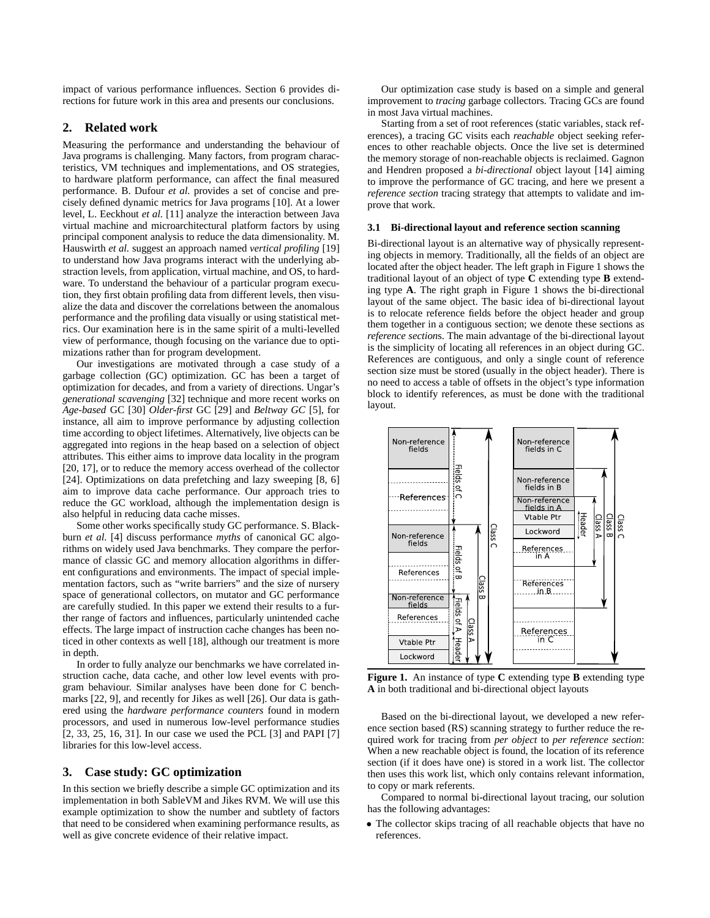impact of various performance influences. Section 6 provides directions for future work in this area and presents our conclusions.

## 2. Related work

Measuring the performance and understanding the behaviour of Java programs is challenging. Many factors, from program characteristics, VM techniques and implementations, and OS strategies, to hardware platform performance, can affect the final measured performance. B. Dufour *et al.* provides a set of concise and precisely defined dynamic metrics for Java programs [10]. At a lower level, L. Eeckhout *et al.* [11] analyze the interaction between Java virtual machine and microarchitectural platform factors by using principal component analysis to reduce the data dimensionality. M. Hauswirth *et al.* suggest an approach named *vertical profiling* [19] to understand how Java programs interact with the underlying abstraction levels, from application, virtual machine, and OS, to hardware. To understand the behaviour of a particular program execution, they first obtain profiling data from different levels, then visualize the data and discover the correlations between the anomalous performance and the profiling data visually or using statistical metrics. Our examination here is in the same spirit of a multi-levelled view of performance, though focusing on the variance due to optimizations rather than for program development.

Our investigations are motivated through a case study of a garbage collection (GC) optimization. GC has been a target of optimization for decades, and from a variety of directions. Ungar's *generational scavenging* [32] technique and more recent works on *Age-based* GC [30] *Older-first* GC [29] and *Beltway GC* [5], for instance, all aim to improve performance by adjusting collection time according to object lifetimes. Alternatively, live objects can be aggregated into regions in the heap based on a selection of object attributes. This either aims to improve data locality in the program [20, 17], or to reduce the memory access overhead of the collector [24]. Optimizations on data prefetching and lazy sweeping [8, 6] aim to improve data cache performance. Our approach tries to reduce the GC workload, although the implementation design is also helpful in reducing data cache misses.

Some other works specifically study GC performance. S. Blackburn *et al.* [4] discuss performance *myths* of canonical GC algorithms on widely used Java benchmarks. They compare the performance of classic GC and memory allocation algorithms in different configurations and environments. The impact of special implementation factors, such as "write barriers" and the size of nursery space of generational collectors, on mutator and GC performance are carefully studied. In this paper we extend their results to a further range of factors and influences, particularly unintended cache effects. The large impact of instruction cache changes has been noticed in other contexts as well [18], although our treatment is more in depth.

In order to fully analyze our benchmarks we have correlated instruction cache, data cache, and other low level events with program behaviour. Similar analyses have been done for C benchmarks [22, 9], and recently for Jikes as well [26]. Our data is gathered using the *hardware performance counters* found in modern processors, and used in numerous low-level performance studies [2, 33, 25, 16, 31]. In our case we used the PCL [3] and PAPI [7] libraries for this low-level access.

## 3. Case study: GC optimization

In this section we briefly describe a simple GC optimization and its implementation in both SableVM and Jikes RVM. We will use this example optimization to show the number and subtlety of factors that need to be considered when examining performance results, as well as give concrete evidence of their relative impact.

Our optimization case study is based on a simple and general improvement to *tracing* garbage collectors. Tracing GCs are found in most Java virtual machines.

Starting from a set of root references (static variables, stack references), a tracing GC visits each *reachable* object seeking references to other reachable objects. Once the live set is determined the memory storage of non-reachable objects is reclaimed. Gagnon and Hendren proposed a *bi-directional* object layout [14] aiming to improve the performance of GC tracing, and here we present a *reference section* tracing strategy that attempts to validate and improve that work.

### 3.1 Bi-directional layout and reference section scanning

Bi-directional layout is an alternative way of physically representing objects in memory. Traditionally, all the fields of an object are located after the object header. The left graph in Figure 1 shows the traditional layout of an object of type **C** extending type **B** extending type **A**. The right graph in Figure 1 shows the bi-directional layout of the same object. The basic idea of bi-directional layout is to relocate reference fields before the object header and group them together in a contiguous section; we denote these sections as *reference section*s. The main advantage of the bi-directional layout is the simplicity of locating all references in an object during GC. References are contiguous, and only a single count of reference section size must be stored (usually in the object header). There is no need to access a table of offsets in the object's type information block to identify references, as must be done with the traditional layout.

**Figure 1.** An instance of type **C** extending type **B** extending type **A** in both traditional and bi-directional object layouts

Based on the bi-directional layout, we developed a new reference section based (RS) scanning strategy to further reduce the required work for tracing from *per object* to *per reference section*: When a new reachable object is found, the location of its reference section (if it does have one) is stored in a work list. The collector then uses this work list, which only contains relevant information, to copy or mark referents.

Compared to normal bi-directional layout tracing, our solution has the following advantages:

- The collector skips tracing of all reachable objects that have no references.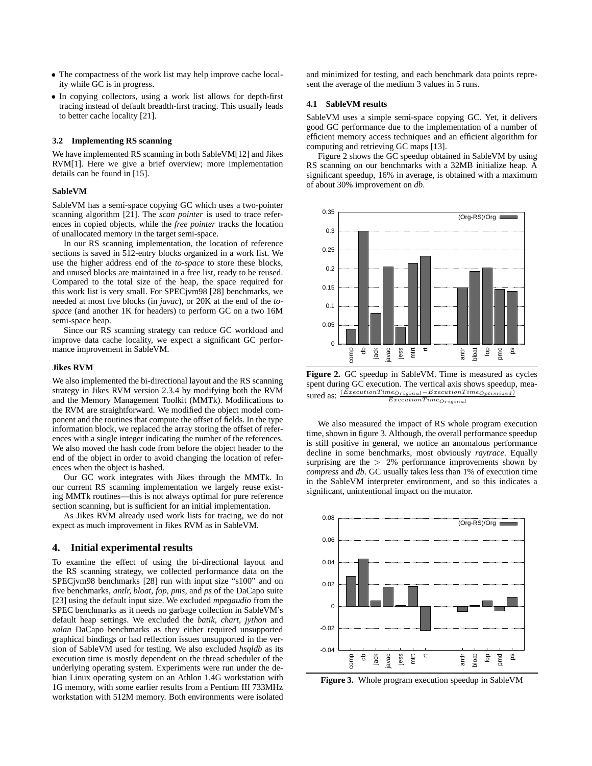- The compactness of the work list may help improve cache locality while GC is in progress.
- In copying collectors, using a work list allows for depth-first tracing instead of default breadth-first tracing. This usually leads to better cache locality [21].

### 3.2 Implementing RS scanning

We have implemented RS scanning in both SableVM[12] and Jikes RVM[1]. Here we give a brief overview; more implementation details can be found in [15].

#### SableVM

SableVM has a semi-space copying GC which uses a two-pointer scanning algorithm [21]. The *scan pointer* is used to trace references in copied objects, while the *free pointer* tracks the location of unallocated memory in the target semi-space.

In our RS scanning implementation, the location of reference sections is saved in 512-entry blocks organized in a work list. We use the higher address end of the *to-space* to store these blocks, and unused blocks are maintained in a free list, ready to be reused. Compared to the total size of the heap, the space required for this work list is very small. For SPECjvm98 [28] benchmarks, we needed at most five blocks (in *javac*), or 20K at the end of the *to-space* (and another 1K for headers) to perform GC on a two 16M semi-space heap.

Since our RS scanning strategy can reduce GC workload and improve data cache locality, we expect a significant GC performance improvement in SableVM.

#### Jikes RVM

We also implemented the bi-directional layout and the RS scanning strategy in Jikes RVM version 2.3.4 by modifying both the RVM and the Memory Management Toolkit (MMTk). Modifications to the RVM are straightforward. We modified the object model component and the routines that compute the offset of fields. In the type information block, we replaced the array storing the offset of references with a single integer indicating the number of the references. We also moved the hash code from before the object header to the end of the object in order to avoid changing the location of references when the object is hashed.

Our GC work integrates with Jikes through the MMTk. In our current RS scanning implementation we largely reuse existing MMTk routines—this is not always optimal for pure reference section scanning, but is sufficient for an initial implementation.

As Jikes RVM already used work lists for tracing, we do not expect as much improvement in Jikes RVM as in SableVM.

## 4. Initial experimental results

To examine the effect of using the bi-directional layout and the RS scanning strategy, we collected performance data on the SPECjvm98 benchmarks [28] run with input size "s100" and on five benchmarks, *antlr*, *bloat*, *fop*, *pms*, and *ps* of the DaCapo suite [23] using the default input size. We excluded *mpegaudio* from the SPEC benchmarks as it needs no garbage collection in SableVM's default heap settings. We excluded the *batik*, *chart*, *jython* and *xalan* DaCapo benchmarks as they either required unsupported graphical bindings or had reflection issues unsupported in the version of SableVM used for testing. We also excluded *hsqldb* as its execution time is mostly dependent on the thread scheduler of the underlying operating system. Experiments were run under the debian Linux operating system on an Athlon 1.4G workstation with 1G memory, with some earlier results from a Pentium III 733MHz workstation with 512M memory. Both environments were isolated and minimized for testing, and each benchmark data points represent the average of the medium 3 values in 5 runs.

### 4.1 SableVM results

SableVM uses a simple semi-space copying GC. Yet, it delivers good GC performance due to the implementation of a number of efficient memory access techniques and an efficient algorithm for computing and retrieving GC maps [13].

Figure 2 shows the GC speedup obtained in SableVM by using RS scanning on our benchmarks with a 32MB initialize heap. A significant speedup, 16% in average, is obtained with a maximum of about 30% improvement on *db*.

**Figure 2.** GC speedup in SableVM. Time is measured as cycles spent during GC execution. The vertical axis shows speedup, measured as: $\frac{(ExecutionTime_{Original} - ExecutionTime_{Optimized})}{ExecutionTime_{Original}}$

We also measured the impact of RS whole program execution time, shown in figure 3. Although, the overall performance speedup is still positive in general, we notice an anomalous performance decline in some benchmarks, most obviously *raytrace*. Equally surprising are the $> 2\%$ performance improvements shown by *compress* and *db*. GC usually takes less than 1% of execution time in the SableVM interpreter environment, and so this indicates a significant, unintentional impact on the mutator.

**Figure 3.** Whole program execution speedup in SableVM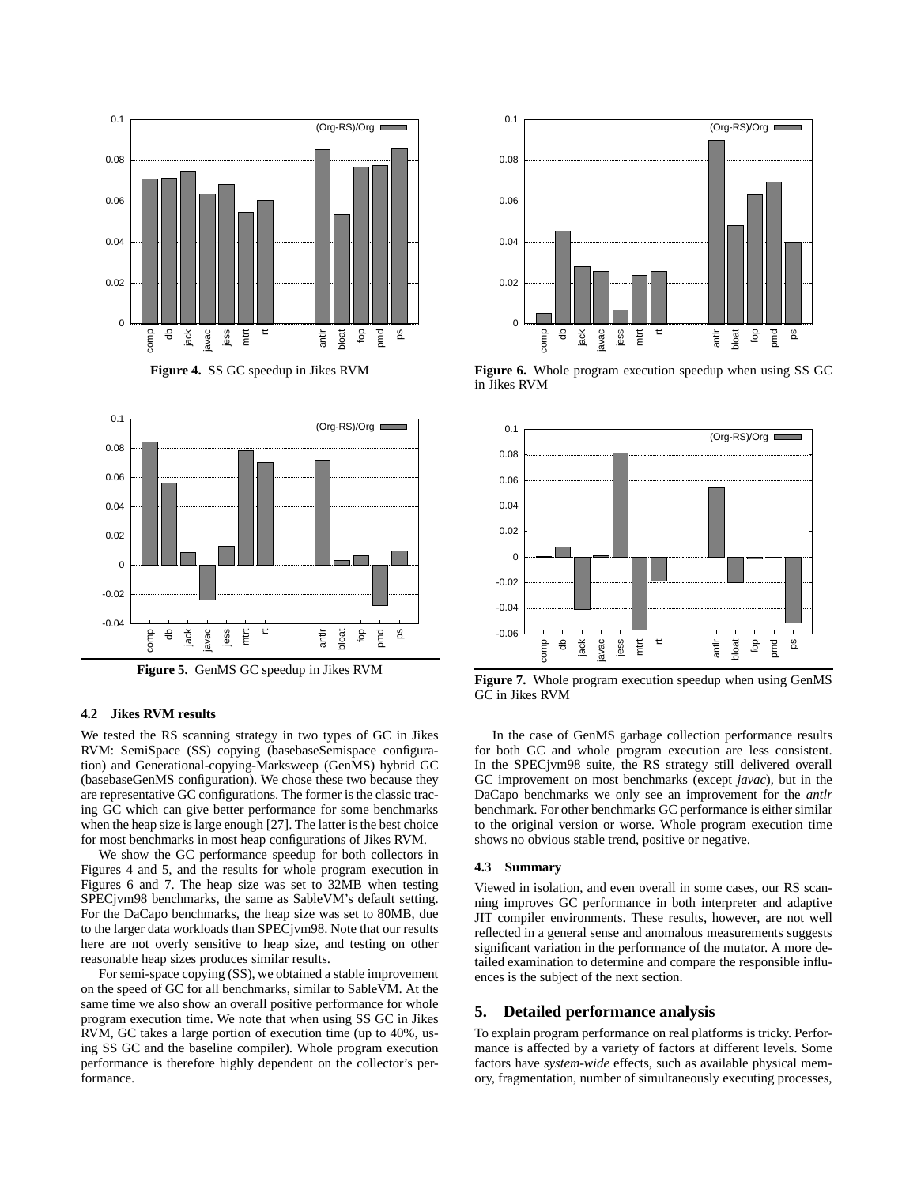**Figure 4.** SS GC speedup in Jikes RVM

**Figure 5.** GenMS GC speedup in Jikes RVM

**Figure 6.** Whole program execution speedup when using SS GC in Jikes RVM

**Figure 7.** Whole program execution speedup when using GenMS GC in Jikes RVM

### 4.2 Jikes RVM results

We tested the RS scanning strategy in two types of GC in Jikes RVM: SemiSpace (SS) copying (basebaseSemispace configuration) and Generational-copying-Marksweep (GenMS) hybrid GC (basebaseGenMS configuration). We chose these two because they are representative GC configurations. The former is the classic tracing GC which can give better performance for some benchmarks when the heap size is large enough [27]. The latter is the best choice for most benchmarks in most heap configurations of Jikes RVM.

We show the GC performance speedup for both collectors in Figures 4 and 5, and the results for whole program execution in Figures 6 and 7. The heap size was set to 32MB when testing SPECjvm98 benchmarks, the same as SableVM's default setting. For the DaCapo benchmarks, the heap size was set to 80MB, due to the larger data workloads than SPECjvm98. Note that our results here are not overly sensitive to heap size, and testing on other reasonable heap sizes produces similar results.

For semi-space copying (SS), we obtained a stable improvement on the speed of GC for all benchmarks, similar to SableVM. At the same time we also show an overall positive performance for whole program execution time. We note that when using SS GC in Jikes RVM, GC takes a large portion of execution time (up to 40%, using SS GC and the baseline compiler). Whole program execution performance is therefore highly dependent on the collector's performance.

In the case of GenMS garbage collection performance results for both GC and whole program execution are less consistent. In the SPECjvm98 suite, the RS strategy still delivered overall GC improvement on most benchmarks (except *javac*), but in the DaCapo benchmarks we only see an improvement for the *antlr* benchmark. For other benchmarks GC performance is either similar to the original version or worse. Whole program execution time shows no obvious stable trend, positive or negative.

### 4.3 Summary

Viewed in isolation, and even overall in some cases, our RS scanning improves GC performance in both interpreter and adaptive JIT compiler environments. These results, however, are not well reflected in a general sense and anomalous measurements suggests significant variation in the performance of the mutator. A more detailed examination to determine and compare the responsible influences is the subject of the next section.

## 5. Detailed performance analysis

To explain program performance on real platforms is tricky. Performance is affected by a variety of factors at different levels. Some factors have *system-wide* effects, such as available physical memory, fragmentation, number of simultaneously executing processes,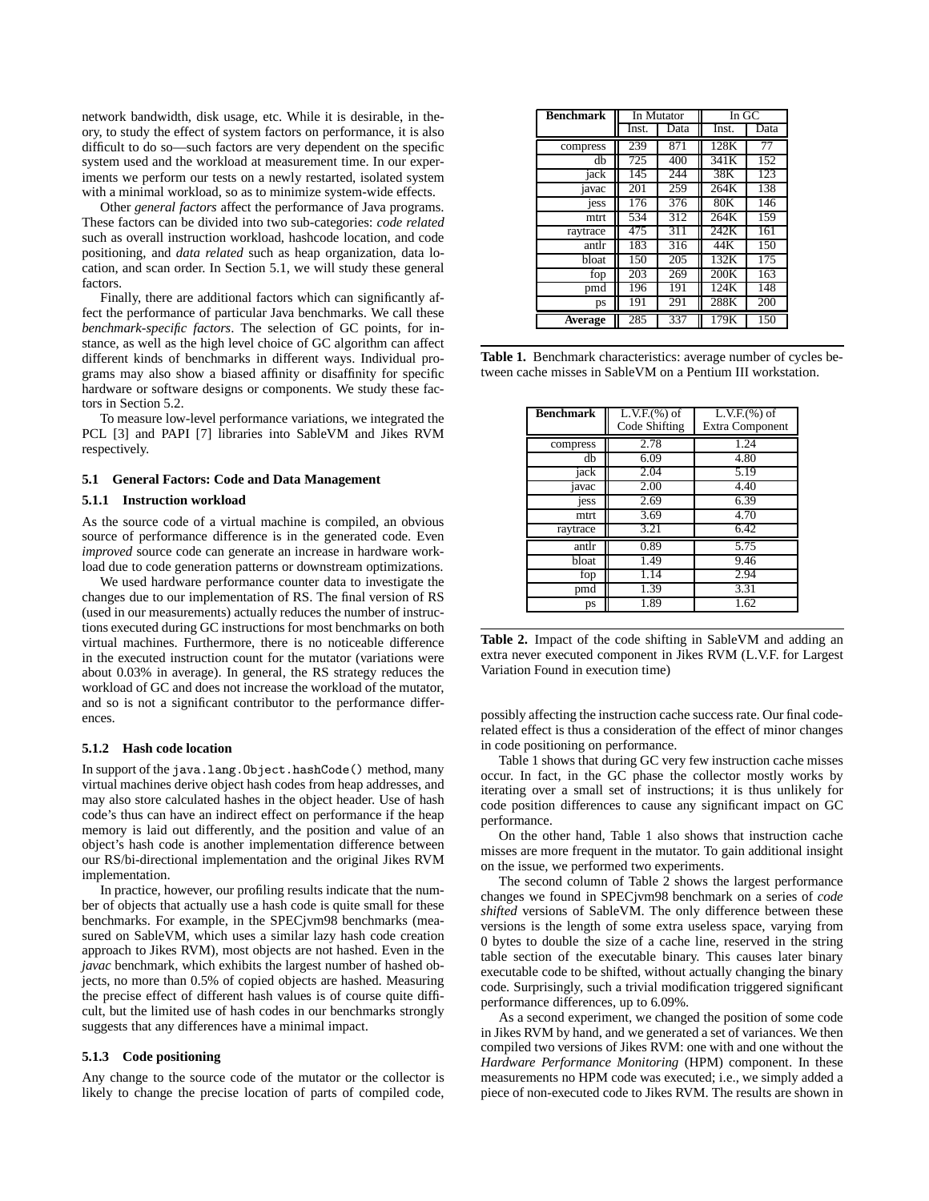network bandwidth, disk usage, etc. While it is desirable, in theory, to study the effect of system factors on performance, it is also difficult to do so—such factors are very dependent on the specific system used and the workload at measurement time. In our experiments we perform our tests on a newly restarted, isolated system with a minimal workload, so as to minimize system-wide effects.

Other *general factors* affect the performance of Java programs. These factors can be divided into two sub-categories: *code related* such as overall instruction workload, hashcode location, and code positioning, and *data related* such as heap organization, data location, and scan order. In Section 5.1, we will study these general factors.

Finally, there are additional factors which can significantly affect the performance of particular Java benchmarks. We call these *benchmark-specific factors*. The selection of GC points, for instance, as well as the high level choice of GC algorithm can affect different kinds of benchmarks in different ways. Individual programs may also show a biased affinity or disaffinity for specific hardware or software designs or components. We study these factors in Section 5.2.

To measure low-level performance variations, we integrated the PCL [3] and PAPI [7] libraries into SableVM and Jikes RVM respectively.

### 5.1 General Factors: Code and Data Management

#### 5.1.1 Instruction workload

As the source code of a virtual machine is compiled, an obvious source of performance difference is in the generated code. Even *improved* source code can generate an increase in hardware workload due to code generation patterns or downstream optimizations.

We used hardware performance counter data to investigate the changes due to our implementation of RS. The final version of RS (used in our measurements) actually reduces the number of instructions executed during GC instructions for most benchmarks on both virtual machines. Furthermore, there is no noticeable difference in the executed instruction count for the mutator (variations were about 0.03% in average). In general, the RS strategy reduces the workload of GC and does not increase the workload of the mutator, and so is not a significant contributor to the performance differences.

#### 5.1.2 Hash code location

In support of the `java.lang.Object.hashCode()` method, many virtual machines derive object hash codes from heap addresses, and may also store calculated hashes in the object header. Use of hash code's thus can have an indirect effect on performance if the heap memory is laid out differently, and the position and value of an object's hash code is another implementation difference between our RS/bi-directional implementation and the original Jikes RVM implementation.

In practice, however, our profiling results indicate that the number of objects that actually use a hash code is quite small for these benchmarks. For example, in the SPECjvm98 benchmarks (measured on SableVM, which uses a similar lazy hash code creation approach to Jikes RVM), most objects are not hashed. Even in the *javac* benchmark, which exhibits the largest number of hashed objects, no more than 0.5% of copied objects are hashed. Measuring the precise effect of different hash values is of course quite difficult, but the limited use of hash codes in our benchmarks strongly suggests that any differences have a minimal impact.

#### 5.1.3 Code positioning

Any change to the source code of the mutator or the collector is likely to change the precise location of parts of compiled code, possibly affecting the instruction cache success rate. Our final code-related effect is thus a consideration of the effect of minor changes in code positioning on performance.

| Benchmark | In Mutator | | In GC | |
|---|---|---|---|---|
| | Inst. | Data | Inst. | Data |
| compress | 239 | 871 | 128K | 77 |
| db | 725 | 400 | 341K | 152 |
| jack | 145 | 244 | 38K | 123 |
| javac | 201 | 259 | 264K | 138 |
| jess | 176 | 376 | 80K | 146 |
| mtrt | 534 | 312 | 264K | 159 |
| raytrace | 475 | 311 | 242K | 161 |
| antlr | 183 | 316 | 44K | 150 |
| bloat | 150 | 205 | 132K | 175 |
| fop | 203 | 269 | 200K | 163 |
| pmd | 196 | 191 | 124K | 148 |
| ps | 191 | 291 | 288K | 200 |
| **Average** | 285 | 337 | 179K | 150 |

**Table 1.** Benchmark characteristics: average number of cycles between cache misses in SableVM on a Pentium III workstation.

| Benchmark | L.V.F.(%) of Code Shifting | L.V.F.(%) of Extra Component |
|---|---|---|
| compress | 2.78 | 1.24 |
| db | 6.09 | 4.80 |
| jack | 2.04 | 5.19 |
| javac | 2.00 | 4.40 |
| jess | 2.69 | 6.39 |
| mtrt | 3.69 | 4.70 |
| raytrace | 3.21 | 6.42 |
| antlr | 0.89 | 5.75 |
| bloat | 1.49 | 9.46 |
| fop | 1.14 | 2.94 |
| pmd | 1.39 | 3.31 |
| ps | 1.89 | 1.62 |

**Table 2.** Impact of the code shifting in SableVM and adding an extra never executed component in Jikes RVM (L.V.F. for Largest Variation Found in execution time)

Table 1 shows that during GC very few instruction cache misses occur. In fact, in the GC phase the collector mostly works by iterating over a small set of instructions; it is thus unlikely for code position differences to cause any significant impact on GC performance.

On the other hand, Table 1 also shows that instruction cache misses are more frequent in the mutator. To gain additional insight on the issue, we performed two experiments.

The second column of Table 2 shows the largest performance changes we found in SPECjvm98 benchmark on a series of *code shifted* versions of SableVM. The only difference between these versions is the length of some extra useless space, varying from 0 bytes to double the size of a cache line, reserved in the string table section of the executable binary. This causes later binary executable code to be shifted, without actually changing the binary code. Surprisingly, such a trivial modification triggered significant performance differences, up to 6.09%.

As a second experiment, we changed the position of some code in Jikes RVM by hand, and we generated a set of variances. We then compiled two versions of Jikes RVM: one with and one without the *Hardware Performance Monitoring* (HPM) component. In these measurements no HPM code was executed; i.e., we simply added a piece of non-executed code to Jikes RVM. The results are shown in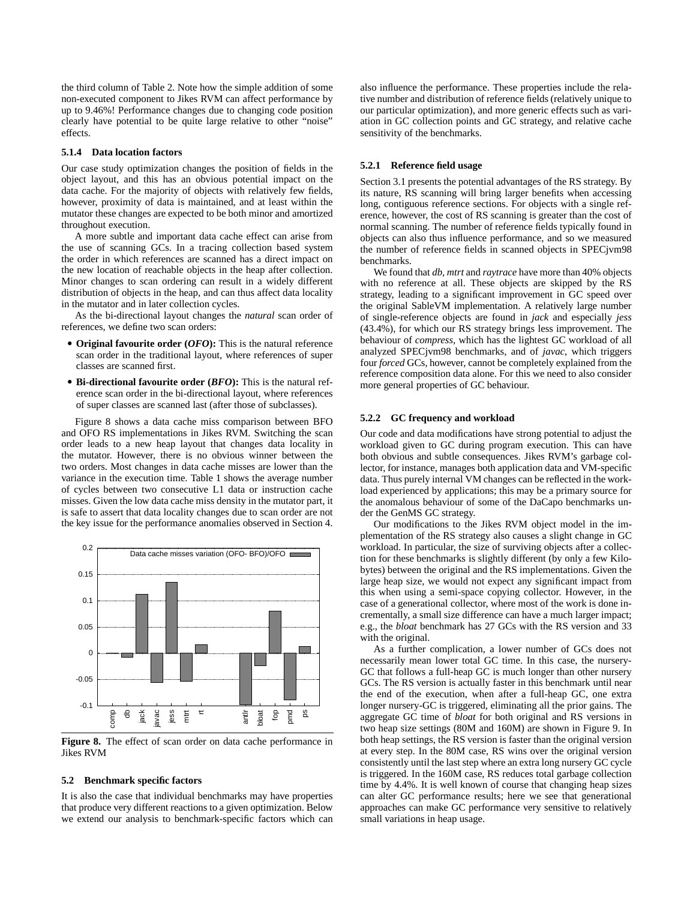the third column of Table 2. Note how the simple addition of some non-executed component to Jikes RVM can affect performance by up to 9.46%! Performance changes due to changing code position clearly have potential to be quite large relative to other "noise" effects.

#### 5.1.4 Data location factors

Our case study optimization changes the position of fields in the object layout, and this has an obvious potential impact on the data cache. For the majority of objects with relatively few fields, however, proximity of data is maintained, and at least within the mutator these changes are expected to be both minor and amortized throughout execution.

A more subtle and important data cache effect can arise from the use of scanning GCs. In a tracing collection based system the order in which references are scanned has a direct impact on the new location of reachable objects in the heap after collection. Minor changes to scan ordering can result in a widely different distribution of objects in the heap, and can thus affect data locality in the mutator and in later collection cycles.

As the bi-directional layout changes the *natural* scan order of references, we define two scan orders:

- **Original favourite order (*OFO*):** This is the natural reference scan order in the traditional layout, where references of super classes are scanned first.
- **Bi-directional favourite order (*BFO*):** This is the natural reference scan order in the bi-directional layout, where references of super classes are scanned last (after those of subclasses).

Figure 8 shows a data cache miss comparison between BFO and OFO RS implementations in Jikes RVM. Switching the scan order leads to a new heap layout that changes data locality in the mutator. However, there is no obvious winner between the two orders. Most changes in data cache misses are lower than the variance in the execution time. Table 1 shows the average number of cycles between two consecutive L1 data or instruction cache misses. Given the low data cache miss density in the mutator part, it is safe to assert that data locality changes due to scan order are not the key issue for the performance anomalies observed in Section 4.

**Figure 8.** The effect of scan order on data cache performance in Jikes RVM

### 5.2 Benchmark specific factors

It is also the case that individual benchmarks may have properties that produce very different reactions to a given optimization. Below we extend our analysis to benchmark-specific factors which can also influence the performance. These properties include the relative number and distribution of reference fields (relatively unique to our particular optimization), and more generic effects such as variation in GC collection points and GC strategy, and relative cache sensitivity of the benchmarks.

#### 5.2.1 Reference field usage

Section 3.1 presents the potential advantages of the RS strategy. By its nature, RS scanning will bring larger benefits when accessing long, contiguous reference sections. For objects with a single reference, however, the cost of RS scanning is greater than the cost of normal scanning. The number of reference fields typically found in objects can also thus influence performance, and so we measured the number of reference fields in scanned objects in SPECjvm98 benchmarks.

We found that *db*, *mtrt* and *raytrace* have more than 40% objects with no reference at all. These objects are skipped by the RS strategy, leading to a significant improvement in GC speed over the original SableVM implementation. A relatively large number of single-reference objects are found in *jack* and especially *jess* (43.4%), for which our RS strategy brings less improvement. The behaviour of *compress*, which has the lightest GC workload of all analyzed SPECjvm98 benchmarks, and of *javac*, which triggers four *forced* GCs, however, cannot be completely explained from the reference composition data alone. For this we need to also consider more general properties of GC behaviour.

#### 5.2.2 GC frequency and workload

Our code and data modifications have strong potential to adjust the workload given to GC during program execution. This can have both obvious and subtle consequences. Jikes RVM's garbage collector, for instance, manages both application data and VM-specific data. Thus purely internal VM changes can be reflected in the workload experienced by applications; this may be a primary source for the anomalous behaviour of some of the DaCapo benchmarks under the GenMS GC strategy.

Our modifications to the Jikes RVM object model in the implementation of the RS strategy also causes a slight change in GC workload. In particular, the size of surviving objects after a collection for these benchmarks is slightly different (by only a few Kilobytes) between the original and the RS implementations. Given the large heap size, we would not expect any significant impact from this when using a semi-space copying collector. However, in the case of a generational collector, where most of the work is done incrementally, a small size difference can have a much larger impact; e.g., the *bloat* benchmark has 27 GCs with the RS version and 33 with the original.

As a further complication, a lower number of GCs does not necessarily mean lower total GC time. In this case, the nursery-GC that follows a full-heap GC is much longer than other nursery GCs. The RS version is actually faster in this benchmark until near the end of the execution, when after a full-heap GC, one extra longer nursery-GC is triggered, eliminating all the prior gains. The aggregate GC time of *bloat* for both original and RS versions in two heap size settings (80M and 160M) are shown in Figure 9. In both heap settings, the RS version is faster than the original version at every step. In the 80M case, RS wins over the original version consistently until the last step where an extra long nursery GC cycle is triggered. In the 160M case, RS reduces total garbage collection time by 4.4%. It is well known of course that changing heap sizes can alter GC performance results; here we see that generational approaches can make GC performance very sensitive to relatively small variations in heap usage.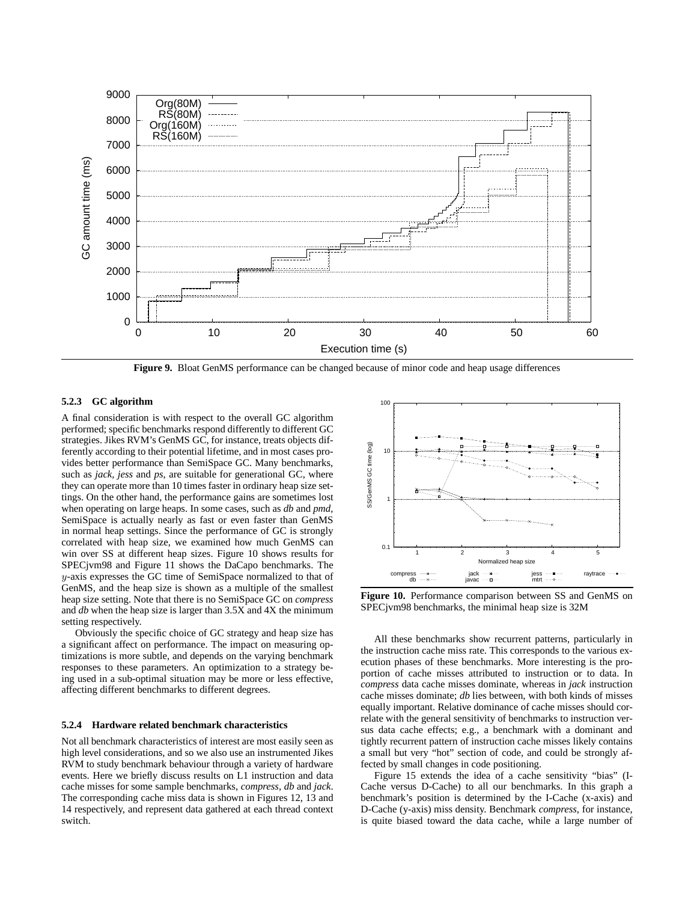**Figure 9.** Bloat GenMS performance can be changed because of minor code and heap usage differences

#### 5.2.3 GC algorithm

A final consideration is with respect to the overall GC algorithm performed; specific benchmarks respond differently to different GC strategies. Jikes RVM's GenMS GC, for instance, treats objects differently according to their potential lifetime, and in most cases provides better performance than SemiSpace GC. Many benchmarks, such as *jack*, *jess* and *ps*, are suitable for generational GC, where they can operate more than 10 times faster in ordinary heap size settings. On the other hand, the performance gains are sometimes lost when operating on large heaps. In some cases, such as *db* and *pmd*, SemiSpace is actually nearly as fast or even faster than GenMS in normal heap settings. Since the performance of GC is strongly correlated with heap size, we examined how much GenMS can win over SS at different heap sizes. Figure 10 shows results for SPECjvm98 and Figure 11 shows the DaCapo benchmarks. The $y$-axis expresses the GC time of SemiSpace normalized to that of GenMS, and the heap size is shown as a multiple of the smallest heap size setting. Note that there is no SemiSpace GC on *compress* and *db* when the heap size is larger than 3.5X and 4X the minimum setting respectively.

Obviously the specific choice of GC strategy and heap size has a significant affect on performance. The impact on measuring optimizations is more subtle, and depends on the varying benchmark responses to these parameters. An optimization to a strategy being used in a sub-optimal situation may be more or less effective, affecting different benchmarks to different degrees.

#### 5.2.4 Hardware related benchmark characteristics

Not all benchmark characteristics of interest are most easily seen as high level considerations, and so we also use an instrumented Jikes RVM to study benchmark behaviour through a variety of hardware events. Here we briefly discuss results on L1 instruction and data cache misses for some sample benchmarks, *compress*, *db* and *jack*. The corresponding cache miss data is shown in Figures 12, 13 and 14 respectively, and represent data gathered at each thread context switch.

**Figure 10.** Performance comparison between SS and GenMS on SPECjvm98 benchmarks, the minimal heap size is 32M

All these benchmarks show recurrent patterns, particularly in the instruction cache miss rate. This corresponds to the various execution phases of these benchmarks. More interesting is the proportion of cache misses attributed to instruction or to data. In *compress* data cache misses dominate, whereas in *jack* instruction cache misses dominate; *db* lies between, with both kinds of misses equally important. Relative dominance of cache misses should correlate with the general sensitivity of benchmarks to instruction versus data cache effects; e.g., a benchmark with a dominant and tightly recurrent pattern of instruction cache misses likely contains a small but very "hot" section of code, and could be strongly affected by small changes in code positioning.

Figure 15 extends the idea of a cache sensitivity "bias" (I-Cache versus D-Cache) to all our benchmarks. In this graph a benchmark's position is determined by the I-Cache (x-axis) and D-Cache (y-axis) miss density. Benchmark *compress*, for instance, is quite biased toward the data cache, while a large number of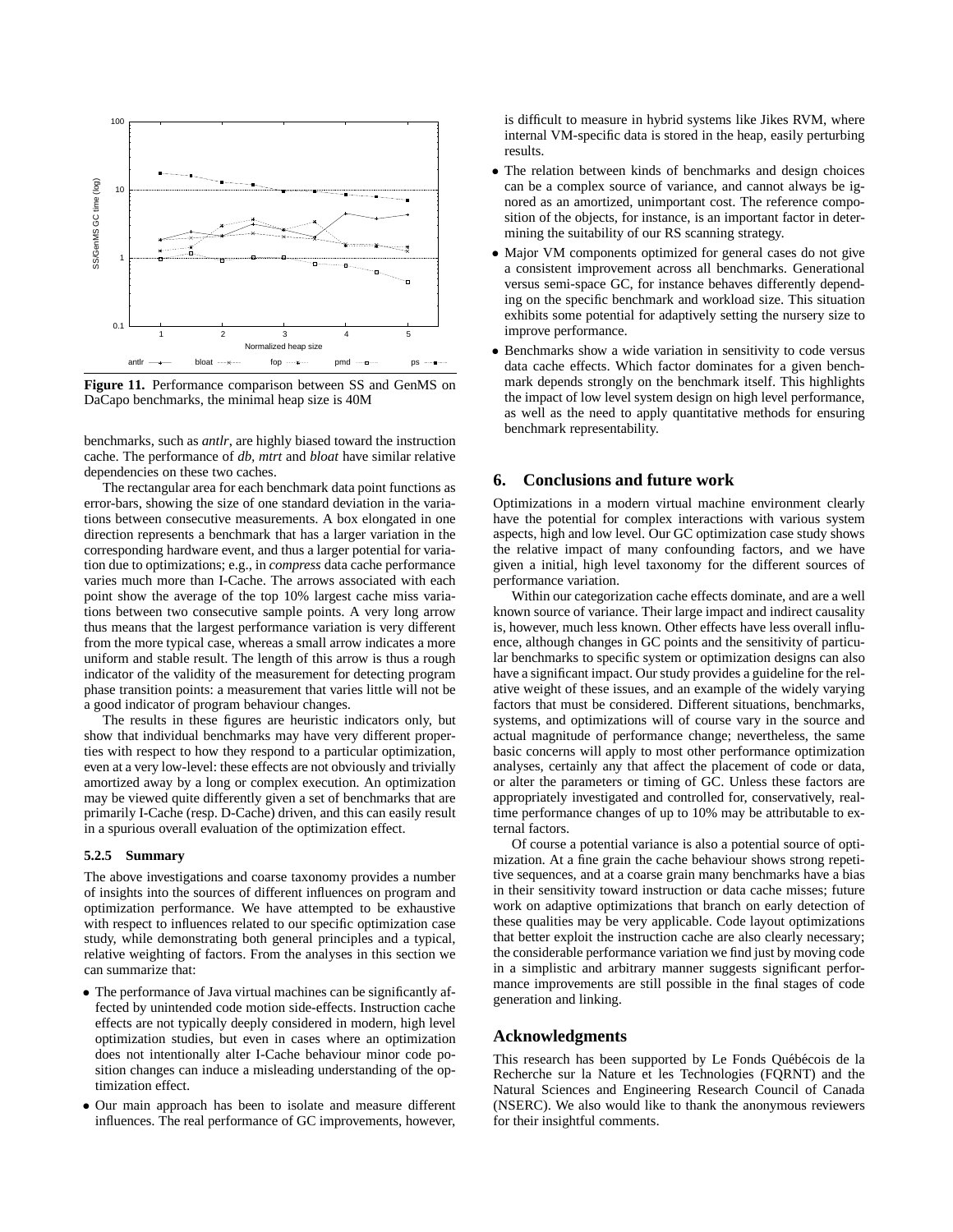100

10

1

0.1

SS/GenMS GC time (log)

1 2 3 4 5

Normalized heap size

antlr bloat fop pmd ps

**Figure 11.** Performance comparison between SS and GenMS on DaCapo benchmarks, the minimal heap size is 40M

benchmarks, such as *antlr*, are highly biased toward the instruction cache. The performance of *db*, *mtrt* and *bloat* have similar relative dependencies on these two caches.

The rectangular area for each benchmark data point functions as error-bars, showing the size of one standard deviation in the variations between consecutive measurements. A box elongated in one direction represents a benchmark that has a larger variation in the corresponding hardware event, and thus a larger potential for variation due to optimizations; e.g., in *compress* data cache performance varies much more than I-Cache. The arrows associated with each point show the average of the top 10% largest cache miss variations between two consecutive sample points. A very long arrow thus means that the largest performance variation is very different from the more typical case, whereas a small arrow indicates a more uniform and stable result. The length of this arrow is thus a rough indicator of the validity of the measurement for detecting program phase transition points: a measurement that varies little will not be a good indicator of program behaviour changes.

The results in these figures are heuristic indicators only, but show that individual benchmarks may have very different properties with respect to how they respond to a particular optimization, even at a very low-level: these effects are not obviously and trivially amortized away by a long or complex execution. An optimization may be viewed quite differently given a set of benchmarks that are primarily I-Cache (resp. D-Cache) driven, and this can easily result in a spurious overall evaluation of the optimization effect.

#### 5.2.5 Summary

The above investigations and coarse taxonomy provides a number of insights into the sources of different influences on program and optimization performance. We have attempted to be exhaustive with respect to influences related to our specific optimization case study, while demonstrating both general principles and a typical, relative weighting of factors. From the analyses in this section we can summarize that:

- The performance of Java virtual machines can be significantly affected by unintended code motion side-effects. Instruction cache effects are not typically deeply considered in modern, high level optimization studies, but even in cases where an optimization does not intentionally alter I-Cache behaviour minor code position changes can induce a misleading understanding of the optimization effect.
- Our main approach has been to isolate and measure different influences. The real performance of GC improvements, however, is difficult to measure in hybrid systems like Jikes RVM, where internal VM-specific data is stored in the heap, easily perturbing results.
- The relation between kinds of benchmarks and design choices can be a complex source of variance, and cannot always be ignored as an amortized, unimportant cost. The reference composition of the objects, for instance, is an important factor in determining the suitability of our RS scanning strategy.
- Major VM components optimized for general cases do not give a consistent improvement across all benchmarks. Generational versus semi-space GC, for instance behaves differently depending on the specific benchmark and workload size. This situation exhibits some potential for adaptively setting the nursery size to improve performance.
- Benchmarks show a wide variation in sensitivity to code versus data cache effects. Which factor dominates for a given benchmark depends strongly on the benchmark itself. This highlights the impact of low level system design on high level performance, as well as the need to apply quantitative methods for ensuring benchmark representability.

## 6. Conclusions and future work

Optimizations in a modern virtual machine environment clearly have the potential for complex interactions with various system aspects, high and low level. Our GC optimization case study shows the relative impact of many confounding factors, and we have given a initial, high level taxonomy for the different sources of performance variation.

Within our categorization cache effects dominate, and are a well known source of variance. Their large impact and indirect causality is, however, much less known. Other effects have less overall influence, although changes in GC points and the sensitivity of particular benchmarks to specific system or optimization designs can also have a significant impact. Our study provides a guideline for the relative weight of these issues, and an example of the widely varying factors that must be considered. Different situations, benchmarks, systems, and optimizations will of course vary in the source and actual magnitude of performance change; nevertheless, the same basic concerns will apply to most other performance optimization analyses, certainly any that affect the placement of code or data, or alter the parameters or timing of GC. Unless these factors are appropriately investigated and controlled for, conservatively, real-time performance changes of up to 10% may be attributable to external factors.

Of course a potential variance is also a potential source of optimization. At a fine grain the cache behaviour shows strong repetitive sequences, and at a coarse grain many benchmarks have a bias in their sensitivity toward instruction or data cache misses; future work on adaptive optimizations that branch on early detection of these qualities may be very applicable. Code layout optimizations that better exploit the instruction cache are also clearly necessary; the considerable performance variation we find just by moving code in a simplistic and arbitrary manner suggests significant performance improvements are still possible in the final stages of code generation and linking.

## Acknowledgments

This research has been supported by Le Fonds Québécois de la Recherche sur la Nature et les Technologies (FQRNT) and the Natural Sciences and Engineering Research Council of Canada (NSERC). We also would like to thank the anonymous reviewers for their insightful comments.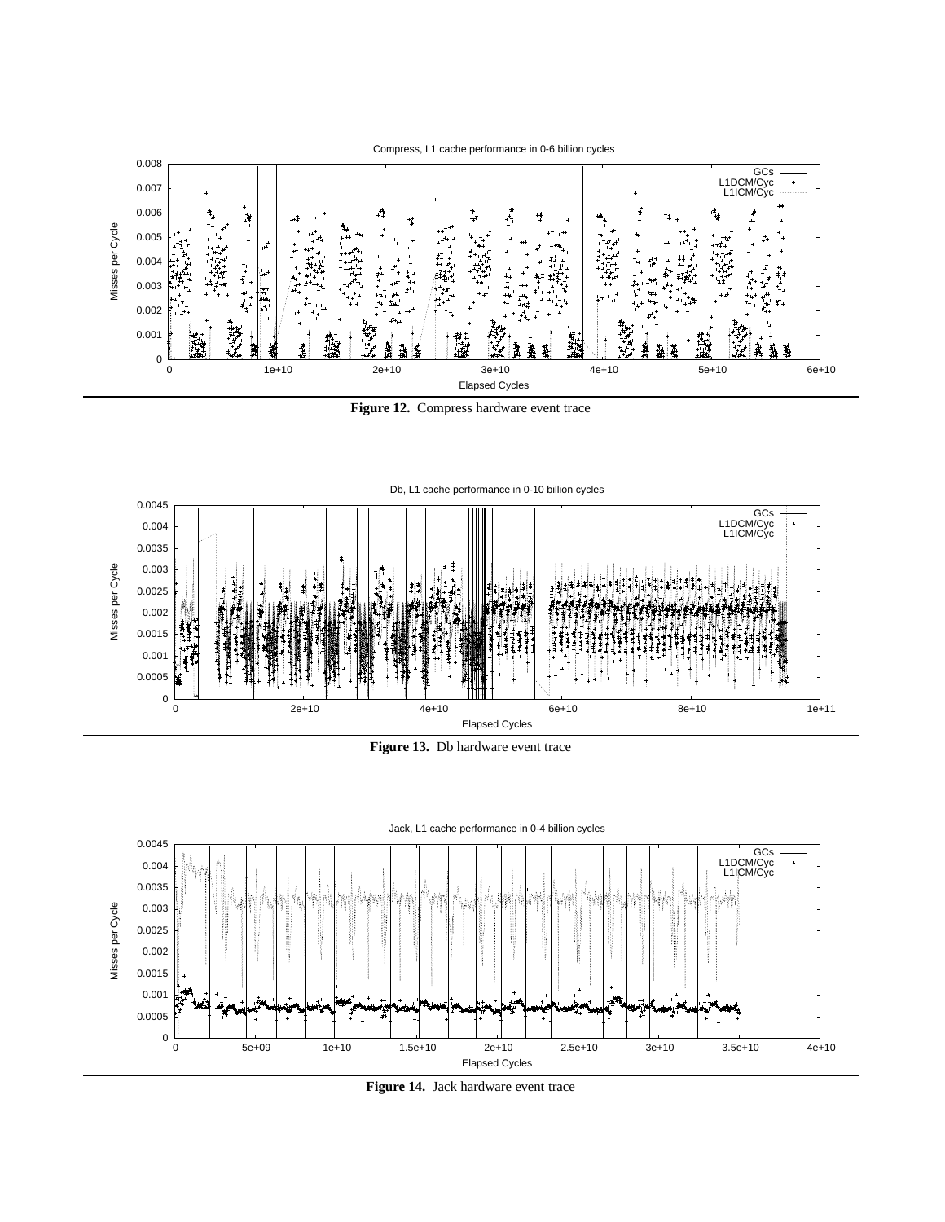**Figure 12.** Compress hardware event trace

**Figure 13.** Db hardware event trace

**Figure 14.** Jack hardware event trace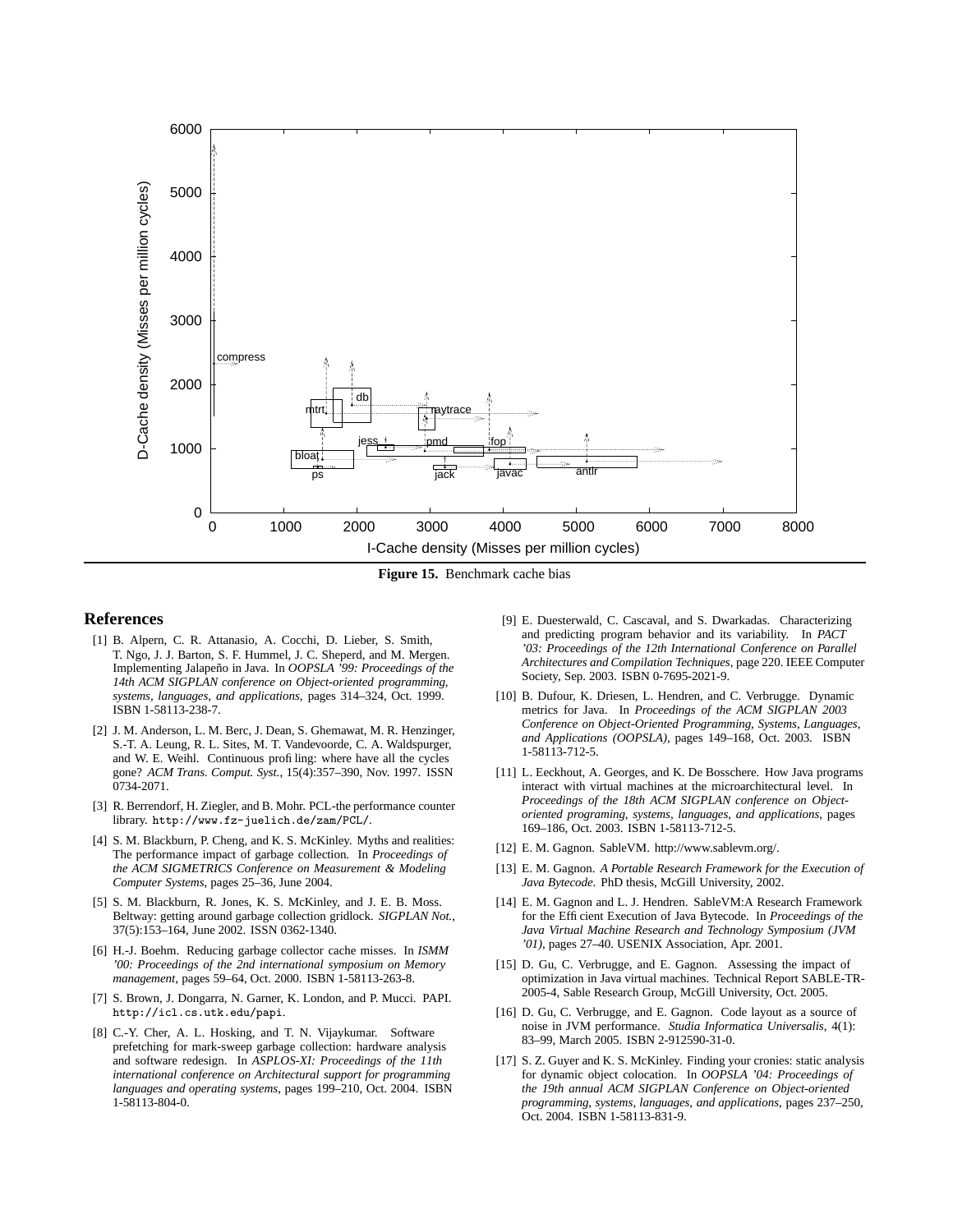**Figure 15.** Benchmark cache bias

## References

[1] B. Alpern, C. R. Attanasio, A. Cocchi, D. Lieber, S. Smith, T. Ngo, J. J. Barton, S. F. Hummel, J. C. Sheperd, and M. Mergen. Implementing Jalapeño in Java. In *OOPSLA '99: Proceedings of the 14th ACM SIGPLAN conference on Object-oriented programming, systems, languages, and applications*, pages 314–324, Oct. 1999. ISBN 1-58113-238-7.

[2] J. M. Anderson, L. M. Berc, J. Dean, S. Ghemawat, M. R. Henzinger, S.-T. A. Leung, R. L. Sites, M. T. Vandevoorde, C. A. Waldspurger, and W. E. Weihl. Continuous profiling: where have all the cycles gone? *ACM Trans. Comput. Syst.*, 15(4):357–390, Nov. 1997. ISSN 0734-2071.

[3] R. Berrendorf, H. Ziegler, and B. Mohr. PCL-the performance counter library. `http://www.fz-juelich.de/zam/PCL/`.

[4] S. M. Blackburn, P. Cheng, and K. S. McKinley. Myths and realities: The performance impact of garbage collection. In *Proceedings of the ACM SIGMETRICS Conference on Measurement & Modeling Computer Systems*, pages 25–36, June 2004.

[5] S. M. Blackburn, R. Jones, K. S. McKinley, and J. E. B. Moss. Beltway: getting around garbage collection gridlock. *SIGPLAN Not.*, 37(5):153–164, June 2002. ISSN 0362-1340.

[6] H.-J. Boehm. Reducing garbage collector cache misses. In *ISMM '00: Proceedings of the 2nd international symposium on Memory management*, pages 59–64, Oct. 2000. ISBN 1-58113-263-8.

[7] S. Brown, J. Dongarra, N. Garner, K. London, and P. Mucci. PAPI. `http://icl.cs.utk.edu/papi`.

[8] C.-Y. Cher, A. L. Hosking, and T. N. Vijaykumar. Software prefetching for mark-sweep garbage collection: hardware analysis and software redesign. In *ASPLOS-XI: Proceedings of the 11th international conference on Architectural support for programming languages and operating systems*, pages 199–210, Oct. 2004. ISBN 1-58113-804-0.

[9] E. Duesterwald, C. Cascaval, and S. Dwarkadas. Characterizing and predicting program behavior and its variability. In *PACT '03: Proceedings of the 12th International Conference on Parallel Architectures and Compilation Techniques*, page 220. IEEE Computer Society, Sep. 2003. ISBN 0-7695-2021-9.

[10] B. Dufour, K. Driesen, L. Hendren, and C. Verbrugge. Dynamic metrics for Java. In *Proceedings of the ACM SIGPLAN 2003 Conference on Object-Oriented Programming, Systems, Languages, and Applications (OOPSLA)*, pages 149–168, Oct. 2003. ISBN 1-58113-712-5.

[11] L. Eeckhout, A. Georges, and K. De Bosschere. How Java programs interact with virtual machines at the microarchitectural level. In *Proceedings of the 18th ACM SIGPLAN conference on Object-oriented programing, systems, languages, and applications*, pages 169–186, Oct. 2003. ISBN 1-58113-712-5.

[12] E. M. Gagnon. SableVM. http://www.sablevm.org/.

[13] E. M. Gagnon. *A Portable Research Framework for the Execution of Java Bytecode*. PhD thesis, McGill University, 2002.

[14] E. M. Gagnon and L. J. Hendren. SableVM:A Research Framework for the Efficient Execution of Java Bytecode. In *Proceedings of the Java Virtual Machine Research and Technology Symposium (JVM '01)*, pages 27–40. USENIX Association, Apr. 2001.

[15] D. Gu, C. Verbrugge, and E. Gagnon. Assessing the impact of optimization in Java virtual machines. Technical Report SABLE-TR-2005-4, Sable Research Group, McGill University, Oct. 2005.

[16] D. Gu, C. Verbrugge, and E. Gagnon. Code layout as a source of noise in JVM performance. *Studia Informatica Universalis*, 4(1): 83–99, March 2005. ISBN 2-912590-31-0.

[17] S. Z. Guyer and K. S. McKinley. Finding your cronies: static analysis for dynamic object colocation. In *OOPSLA '04: Proceedings of the 19th annual ACM SIGPLAN Conference on Object-oriented programming, systems, languages, and applications*, pages 237–250, Oct. 2004. ISBN 1-58113-831-9.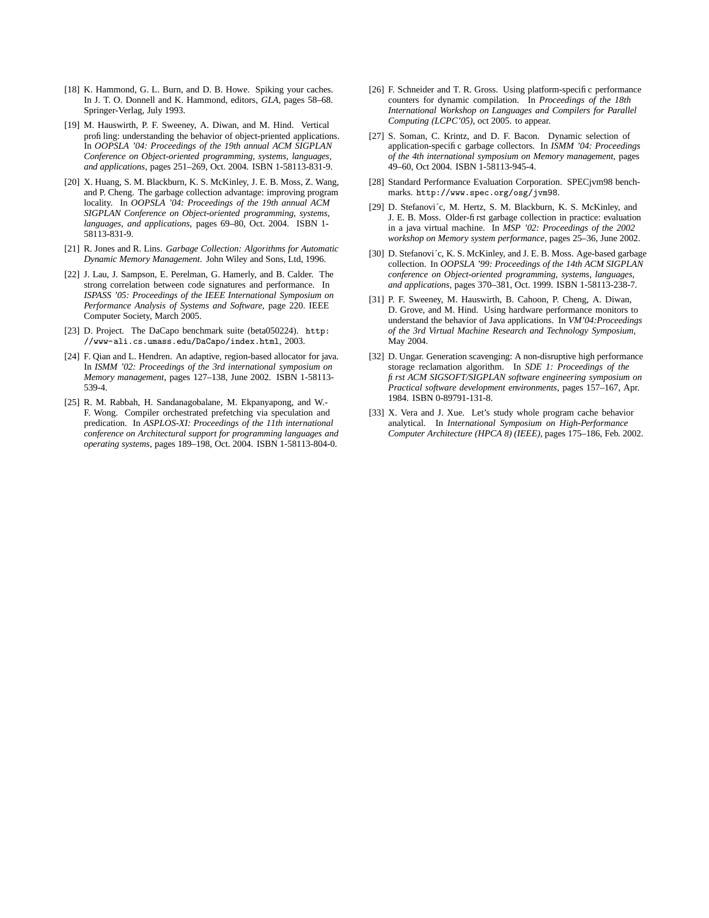[18] K. Hammond, G. L. Burn, and D. B. Howe. Spiking your caches. In J. T. O. Donnell and K. Hammond, editors, *GLA*, pages 58–68. Springer-Verlag, July 1993.

[19] M. Hauswirth, P. F. Sweeney, A. Diwan, and M. Hind. Vertical profiling: understanding the behavior of object-priented applications. In *OOPSLA '04: Proceedings of the 19th annual ACM SIGPLAN Conference on Object-oriented programming, systems, languages, and applications*, pages 251–269, Oct. 2004. ISBN 1-58113-831-9.

[20] X. Huang, S. M. Blackburn, K. S. McKinley, J. E. B. Moss, Z. Wang, and P. Cheng. The garbage collection advantage: improving program locality. In *OOPSLA '04: Proceedings of the 19th annual ACM SIGPLAN Conference on Object-oriented programming, systems, languages, and applications*, pages 69–80, Oct. 2004. ISBN 1-58113-831-9.

[21] R. Jones and R. Lins. *Garbage Collection: Algorithms for Automatic Dynamic Memory Management*. John Wiley and Sons, Ltd, 1996.

[22] J. Lau, J. Sampson, E. Perelman, G. Hamerly, and B. Calder. The strong correlation between code signatures and performance. In *ISPASS '05: Proceedings of the IEEE International Symposium on Performance Analysis of Systems and Software*, page 220. IEEE Computer Society, March 2005.

[23] D. Project. The DaCapo benchmark suite (beta050224). `http://www-ali.cs.umass.edu/DaCapo/index.html`, 2003.

[24] F. Qian and L. Hendren. An adaptive, region-based allocator for java. In *ISMM '02: Proceedings of the 3rd international symposium on Memory management*, pages 127–138, June 2002. ISBN 1-58113-539-4.

[25] R. M. Rabbah, H. Sandanagobalane, M. Ekpanyapong, and W.-F. Wong. Compiler orchestrated prefetching via speculation and predication. In *ASPLOS-XI: Proceedings of the 11th international conference on Architectural support for programming languages and operating systems*, pages 189–198, Oct. 2004. ISBN 1-58113-804-0.

[26] F. Schneider and T. R. Gross. Using platform-specific performance counters for dynamic compilation. In *Proceedings of the 18th International Workshop on Languages and Compilers for Parallel Computing (LCPC'05)*, oct 2005. to appear.

[27] S. Soman, C. Krintz, and D. F. Bacon. Dynamic selection of application-specific garbage collectors. In *ISMM '04: Proceedings of the 4th international symposium on Memory management*, pages 49–60, Oct 2004. ISBN 1-58113-945-4.

[28] Standard Performance Evaluation Corporation. SPECjvm98 benchmarks. `http://www.spec.org/osg/jvm98`.

[29] D. Stefanović, M. Hertz, S. M. Blackburn, K. S. McKinley, and J. E. B. Moss. Older-first garbage collection in practice: evaluation in a java virtual machine. In *MSP '02: Proceedings of the 2002 workshop on Memory system performance*, pages 25–36, June 2002.

[30] D. Stefanović, K. S. McKinley, and J. E. B. Moss. Age-based garbage collection. In *OOPSLA '99: Proceedings of the 14th ACM SIGPLAN conference on Object-oriented programming, systems, languages, and applications*, pages 370–381, Oct. 1999. ISBN 1-58113-238-7.

[31] P. F. Sweeney, M. Hauswirth, B. Cahoon, P. Cheng, A. Diwan, D. Grove, and M. Hind. Using hardware performance monitors to understand the behavior of Java applications. In *VM'04:Proceedings of the 3rd Virtual Machine Research and Technology Symposium*, May 2004.

[32] D. Ungar. Generation scavenging: A non-disruptive high performance storage reclamation algorithm. In *SDE 1: Proceedings of the first ACM SIGSOFT/SIGPLAN software engineering symposium on Practical software development environments*, pages 157–167, Apr. 1984. ISBN 0-89791-131-8.

[33] X. Vera and J. Xue. Let's study whole program cache behavior analytical. In *International Symposium on High-Performance Computer Architecture (HPCA 8) (IEEE)*, pages 175–186, Feb. 2002.